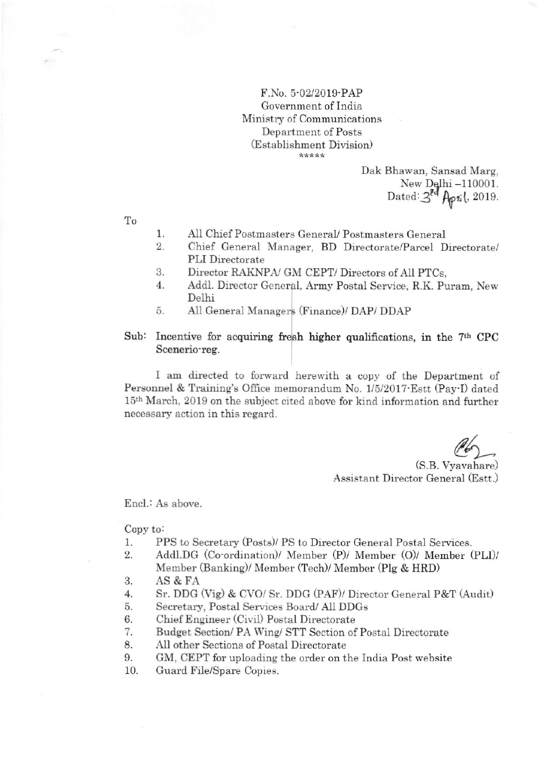F.No. 5-02/2019-PAP
Government of India
Ministry of Communications
Department of Posts
(Establishment Division)
\*\*\*\*\*

Dak Bhawan, Sansad Marg,
New Delhi –110001.
Dated: 3rd April, 2019.

To

1. All Chief Postmasters General/ Postmasters General
2. Chief General Manager, BD Directorate/Parcel Directorate/ PLI Directorate
3. Director RAKNPA/ GM CEPT/ Directors of All PTCs,
4. Addl. Director General, Army Postal Service, R.K. Puram, New Delhi
5. All General Managers (Finance)/ DAP/ DDAP

**Sub: Incentive for acquiring fresh higher qualifications, in the 7th CPC Scenerio-reg.**

I am directed to forward herewith a copy of the Department of Personnel & Training's Office memorandum No. 1/5/2017-Estt (Pay-I) dated 15th March, 2019 on the subject cited above for kind information and further necessary action in this regard.

(S.B. Vyavahare)
Assistant Director General (Estt.)

Encl.: As above.

Copy to:

1. PPS to Secretary (Posts)/ PS to Director General Postal Services.
2. Addl.DG (Co-ordination)/ Member (P)/ Member (O)/ Member (PLI)/ Member (Banking)/ Member (Tech)/ Member (Plg & HRD)
3. AS & FA
4. Sr. DDG (Vig) & CVO/ Sr. DDG (PAF)/ Director General P&T (Audit)
5. Secretary, Postal Services Board/ All DDGs
6. Chief Engineer (Civil) Postal Directorate
7. Budget Section/ PA Wing/ STT Section of Postal Directorate
8. All other Sections of Postal Directorate
9. GM, CEPT for uploading the order on the India Post website
10. Guard File/Spare Copies.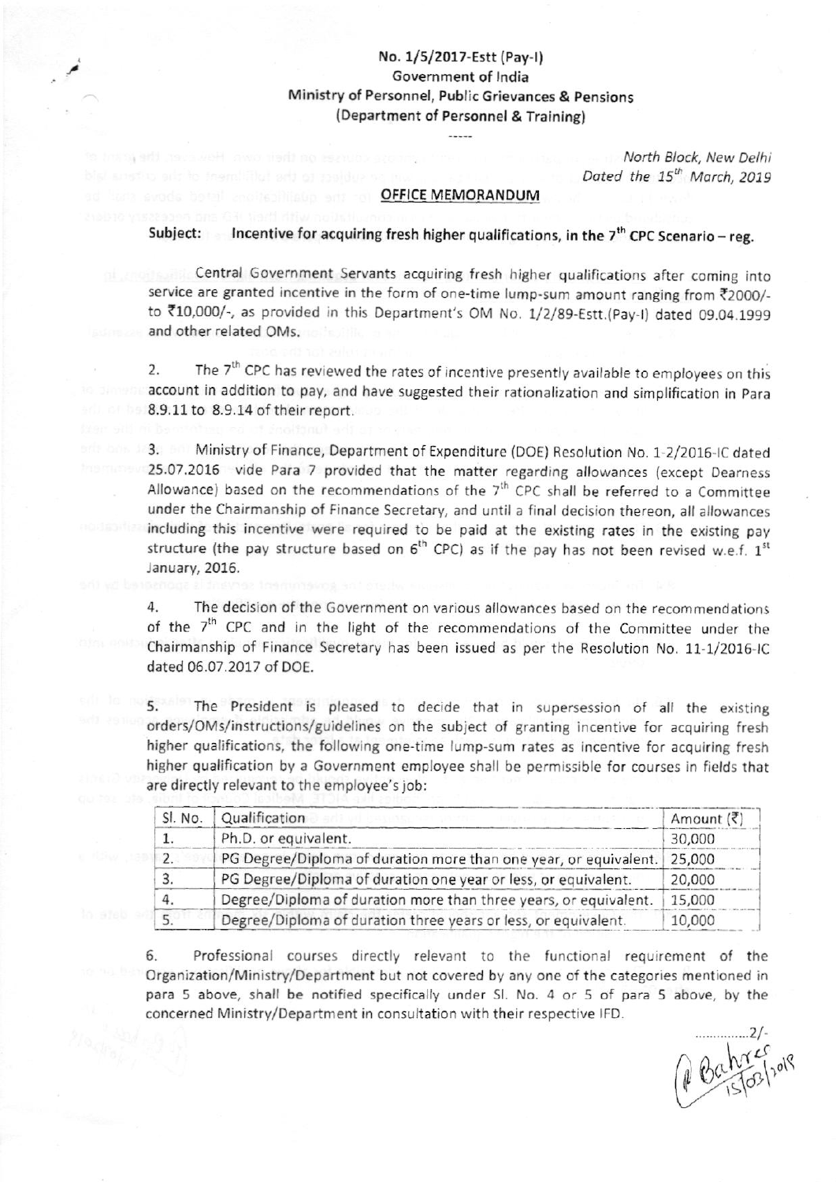No. 1/5/2017-Estt (Pay-I)
Government of India
Ministry of Personnel, Public Grievances & Pensions
(Department of Personnel & Training)

-----

North Block, New Delhi
Dated the 15th March, 2019

**OFFICE MEMORANDUM**

**Subject: Incentive for acquiring fresh higher qualifications, in the 7th CPC Scenario – reg.**

Central Government Servants acquiring fresh higher qualifications after coming into service are granted incentive in the form of one-time lump-sum amount ranging from ₹2000/- to ₹10,000/-, as provided in this Department's OM No. 1/2/89-Estt.(Pay-I) dated 09.04.1999 and other related OMs.

2. The 7th CPC has reviewed the rates of incentive presently available to employees on this account in addition to pay, and have suggested their rationalization and simplification in Para 8.9.11 to 8.9.14 of their report.

3. Ministry of Finance, Department of Expenditure (DOE) Resolution No. 1-2/2016-IC dated 25.07.2016 vide Para 7 provided that the matter regarding allowances (except Dearness Allowance) based on the recommendations of the 7th CPC shall be referred to a Committee under the Chairmanship of Finance Secretary, and until a final decision thereon, all allowances including this incentive were required to be paid at the existing rates in the existing pay structure (the pay structure based on 6th CPC) as if the pay has not been revised w.e.f. 1st January, 2016.

4. The decision of the Government on various allowances based on the recommendations of the 7th CPC and in the light of the recommendations of the Committee under the Chairmanship of Finance Secretary has been issued as per the Resolution No. 11-1/2016-IC dated 06.07.2017 of DOE.

5. The President is pleased to decide that in supersession of all the existing orders/OMs/instructions/guidelines on the subject of granting incentive for acquiring fresh higher qualifications, the following one-time lump-sum rates as incentive for acquiring fresh higher qualification by a Government employee shall be permissible for courses in fields that are directly relevant to the employee's job:

| Sl. No. | Qualification | Amount (₹) |
|---|---|---|
| 1. | Ph.D. or equivalent. | 30,000 |
| 2. | PG Degree/Diploma of duration more than one year, or equivalent. | 25,000 |
| 3. | PG Degree/Diploma of duration one year or less, or equivalent. | 20,000 |
| 4. | Degree/Diploma of duration more than three years, or equivalent. | 15,000 |
| 5. | Degree/Diploma of duration three years or less, or equivalent. | 10,000 |

6. Professional courses directly relevant to the functional requirement of the Organization/Ministry/Department but not covered by any one of the categories mentioned in para 5 above, shall be notified specifically under Sl. No. 4 or 5 of para 5 above, by the concerned Ministry/Department in consultation with their respective IFD.

...............2/-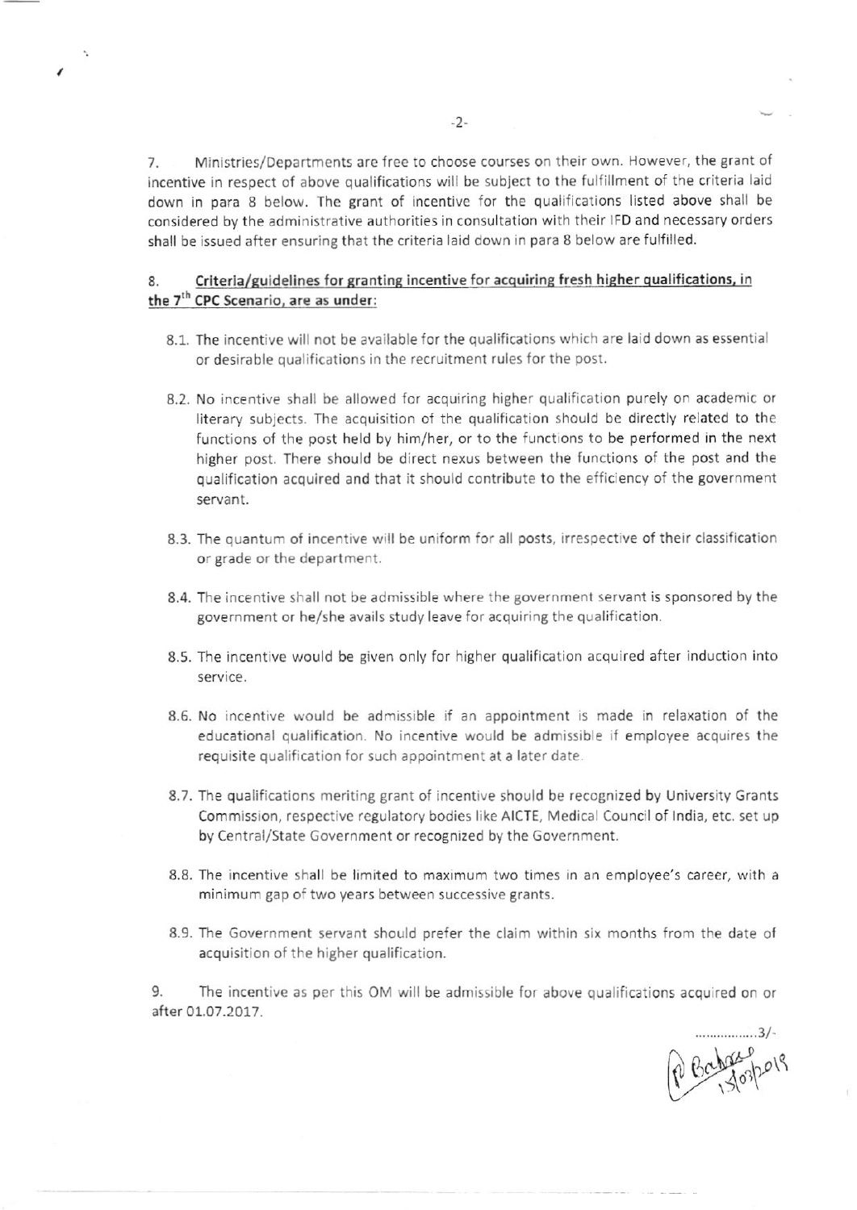7. Ministries/Departments are free to choose courses on their own. However, the grant of incentive in respect of above qualifications will be subject to the fulfillment of the criteria laid down in para 8 below. The grant of incentive for the qualifications listed above shall be considered by the administrative authorities in consultation with their IFD and necessary orders shall be issued after ensuring that the criteria laid down in para 8 below are fulfilled.

8. **Criteria/guidelines for granting incentive for acquiring fresh higher qualifications, in the 7th CPC Scenario, are as under:**

8.1. The incentive will not be available for the qualifications which are laid down as essential or desirable qualifications in the recruitment rules for the post.

8.2. No incentive shall be allowed for acquiring higher qualification purely on academic or literary subjects. The acquisition of the qualification should be directly related to the functions of the post held by him/her, or to the functions to be performed in the next higher post. There should be direct nexus between the functions of the post and the qualification acquired and that it should contribute to the efficiency of the government servant.

8.3. The quantum of incentive will be uniform for all posts, irrespective of their classification or grade or the department.

8.4. The incentive shall not be admissible where the government servant is sponsored by the government or he/she avails study leave for acquiring the qualification.

8.5. The incentive would be given only for higher qualification acquired after induction into service.

8.6. No incentive would be admissible if an appointment is made in relaxation of the educational qualification. No incentive would be admissible if employee acquires the requisite qualification for such appointment at a later date.

8.7. The qualifications meriting grant of incentive should be recognized by University Grants Commission, respective regulatory bodies like AICTE, Medical Council of India, etc. set up by Central/State Government or recognized by the Government.

8.8. The incentive shall be limited to maximum two times in an employee's career, with a minimum gap of two years between successive grants.

8.9. The Government servant should prefer the claim within six months from the date of acquisition of the higher qualification.

9. The incentive as per this OM will be admissible for above qualifications acquired on or after 01.07.2017.

................3/-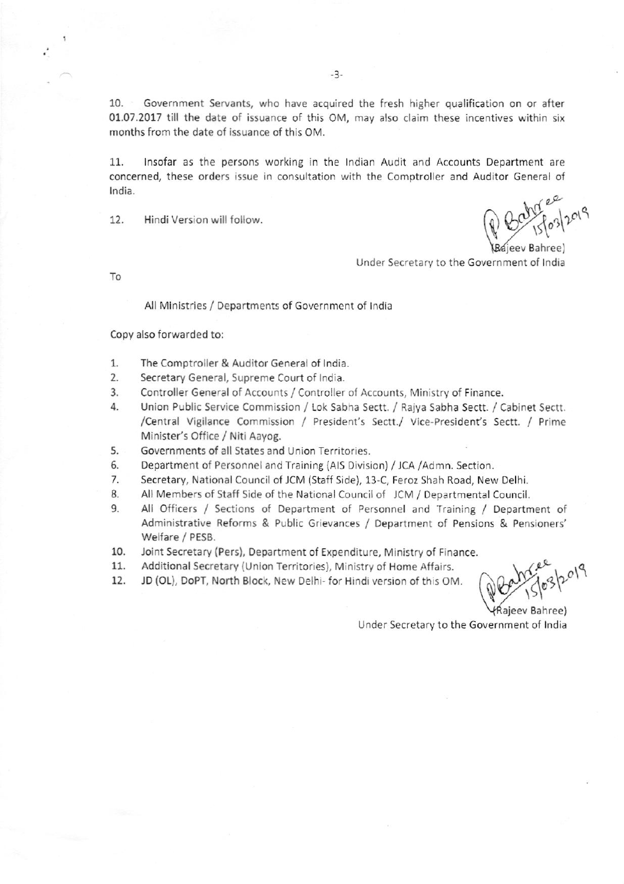10. Government Servants, who have acquired the fresh higher qualification on or after 01.07.2017 till the date of issuance of this OM, may also claim these incentives within six months from the date of issuance of this OM.

11. Insofar as the persons working in the Indian Audit and Accounts Department are concerned, these orders issue in consultation with the Comptroller and Auditor General of India.

12. Hindi Version will follow.

(Rajeev Bahree)
Under Secretary to the Government of India

To

All Ministries / Departments of Government of India

Copy also forwarded to:

1. The Comptroller & Auditor General of India.
2. Secretary General, Supreme Court of India.
3. Controller General of Accounts / Controller of Accounts, Ministry of Finance.
4. Union Public Service Commission / Lok Sabha Sectt. / Rajya Sabha Sectt. / Cabinet Sectt. /Central Vigilance Commission / President's Sectt./ Vice-President's Sectt. / Prime Minister's Office / Niti Aayog.
5. Governments of all States and Union Territories.
6. Department of Personnel and Training (AIS Division) / JCA /Admn. Section.
7. Secretary, National Council of JCM (Staff Side), 13-C, Feroz Shah Road, New Delhi.
8. All Members of Staff Side of the National Council of JCM / Departmental Council.
9. All Officers / Sections of Department of Personnel and Training / Department of Administrative Reforms & Public Grievances / Department of Pensions & Pensioners' Welfare / PESB.
10. Joint Secretary (Pers), Department of Expenditure, Ministry of Finance.
11. Additional Secretary (Union Territories), Ministry of Home Affairs.
12. JD (OL), DoPT, North Block, New Delhi- for Hindi version of this OM.

(Rajeev Bahree)
Under Secretary to the Government of India